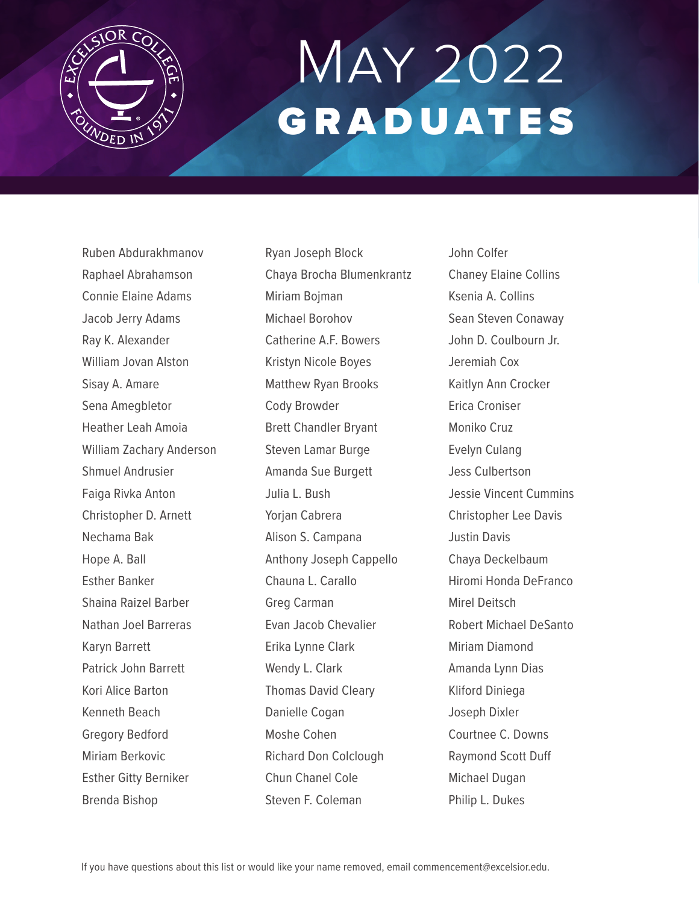# MAY 2022 GRADUATES

Ruben Abdurakhmanov
Raphael Abrahamson
Connie Elaine Adams
Jacob Jerry Adams
Ray K. Alexander
William Jovan Alston
Sisay A. Amare
Sena Amegbletor
Heather Leah Amoia
William Zachary Anderson
Shmuel Andrusier
Faiga Rivka Anton
Christopher D. Arnett
Nechama Bak
Hope A. Ball
Esther Banker
Shaina Raizel Barber
Nathan Joel Barreras
Karyn Barrett
Patrick John Barrett
Kori Alice Barton
Kenneth Beach
Gregory Bedford
Miriam Berkovic
Esther Gitty Berniker
Brenda Bishop
Ryan Joseph Block
Chaya Brocha Blumenkrantz
Miriam Bojman
Michael Borohov
Catherine A.F. Bowers
Kristyn Nicole Boyes
Matthew Ryan Brooks
Cody Browder
Brett Chandler Bryant
Steven Lamar Burge
Amanda Sue Burgett
Julia L. Bush
Yorjan Cabrera
Alison S. Campana
Anthony Joseph Cappello
Chauna L. Carallo
Greg Carman
Evan Jacob Chevalier
Erika Lynne Clark
Wendy L. Clark
Thomas David Cleary
Danielle Cogan
Moshe Cohen
Richard Don Colclough
Chun Chanel Cole
Steven F. Coleman
John Colfer
Chaney Elaine Collins
Ksenia A. Collins
Sean Steven Conaway
John D. Coulbourn Jr.
Jeremiah Cox
Kaitlyn Ann Crocker
Erica Croniser
Moniko Cruz
Evelyn Culang
Jess Culbertson
Jessie Vincent Cummins
Christopher Lee Davis
Justin Davis
Chaya Deckelbaum
Hiromi Honda DeFranco
Mirel Deitsch
Robert Michael DeSanto
Miriam Diamond
Amanda Lynn Dias
Kliford Diniega
Joseph Dixler
Courtnee C. Downs
Raymond Scott Duff
Michael Dugan
Philip L. Dukes

If you have questions about this list or would like your name removed, email commencement@excelsior.edu.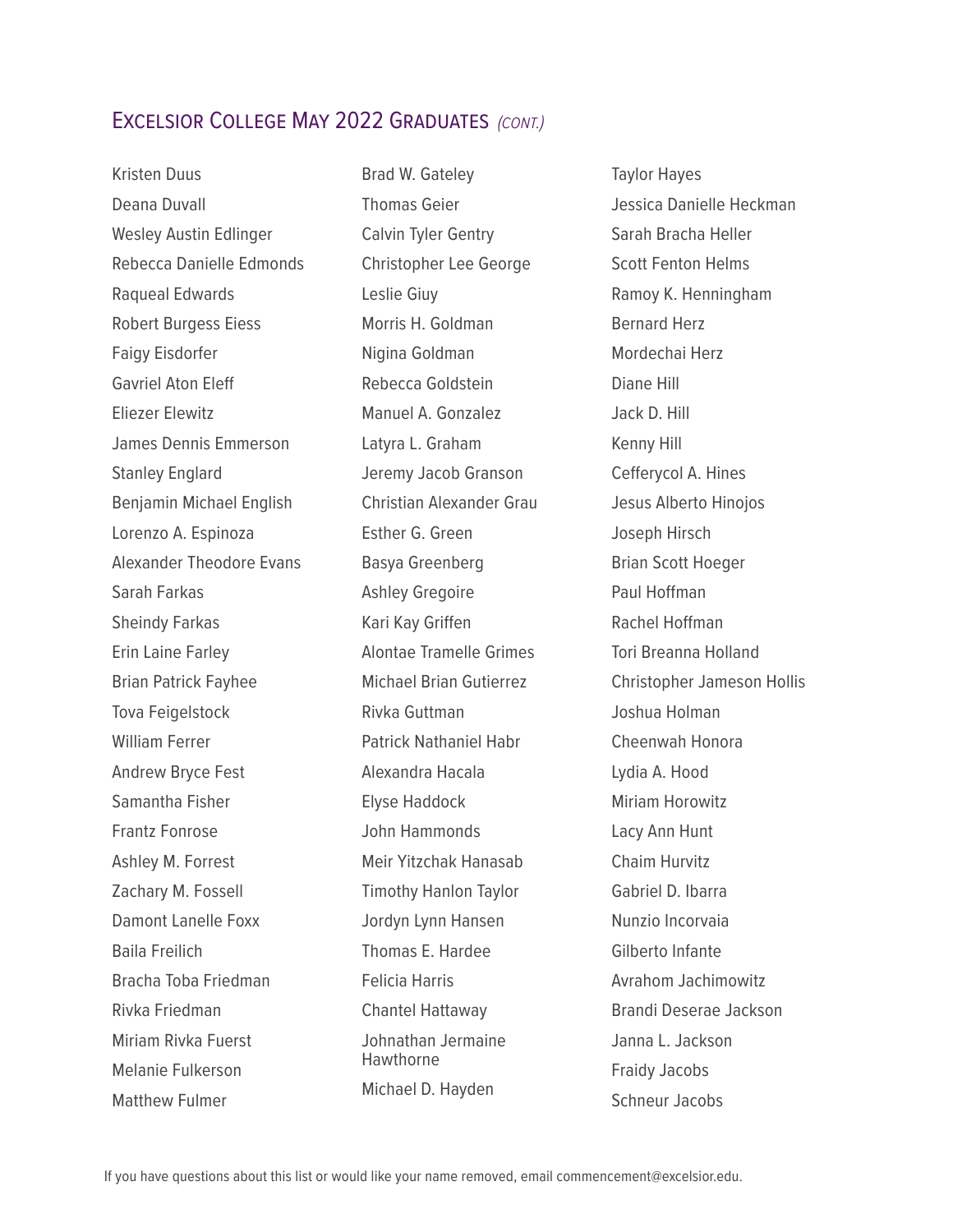## Excelsior College May 2022 Graduates *(cont.)*

Kristen Duus
Deana Duvall
Wesley Austin Edlinger
Rebecca Danielle Edmonds
Raqueal Edwards
Robert Burgess Eiess
Faigy Eisdorfer
Gavriel Aton Eleff
Eliezer Elewitz
James Dennis Emmerson
Stanley Englard
Benjamin Michael English
Lorenzo A. Espinoza
Alexander Theodore Evans
Sarah Farkas
Sheindy Farkas
Erin Laine Farley
Brian Patrick Fayhee
Tova Feigelstock
William Ferrer
Andrew Bryce Fest
Samantha Fisher
Frantz Fonrose
Ashley M. Forrest
Zachary M. Fossell
Damont Lanelle Foxx
Baila Freilich
Bracha Toba Friedman
Rivka Friedman
Miriam Rivka Fuerst
Melanie Fulkerson
Matthew Fulmer
Brad W. Gateley
Thomas Geier
Calvin Tyler Gentry
Christopher Lee George
Leslie Giuy
Morris H. Goldman
Nigina Goldman
Rebecca Goldstein
Manuel A. Gonzalez
Latyra L. Graham
Jeremy Jacob Granson
Christian Alexander Grau
Esther G. Green
Basya Greenberg
Ashley Gregoire
Kari Kay Griffen
Alontae Tramelle Grimes
Michael Brian Gutierrez
Rivka Guttman
Patrick Nathaniel Habr
Alexandra Hacala
Elyse Haddock
John Hammonds
Meir Yitzchak Hanasab
Timothy Hanlon Taylor
Jordyn Lynn Hansen
Thomas E. Hardee
Felicia Harris
Chantel Hattaway
Johnathan Jermaine Hawthorne
Michael D. Hayden
Taylor Hayes
Jessica Danielle Heckman
Sarah Bracha Heller
Scott Fenton Helms
Ramoy K. Henningham
Bernard Herz
Mordechai Herz
Diane Hill
Jack D. Hill
Kenny Hill
Cefferycol A. Hines
Jesus Alberto Hinojos
Joseph Hirsch
Brian Scott Hoeger
Paul Hoffman
Rachel Hoffman
Tori Breanna Holland
Christopher Jameson Hollis
Joshua Holman
Cheenwah Honora
Lydia A. Hood
Miriam Horowitz
Lacy Ann Hunt
Chaim Hurvitz
Gabriel D. Ibarra
Nunzio Incorvaia
Gilberto Infante
Avrahom Jachimowitz
Brandi Deserae Jackson
Janna L. Jackson
Fraidy Jacobs
Schneur Jacobs

If you have questions about this list or would like your name removed, email commencement@excelsior.edu.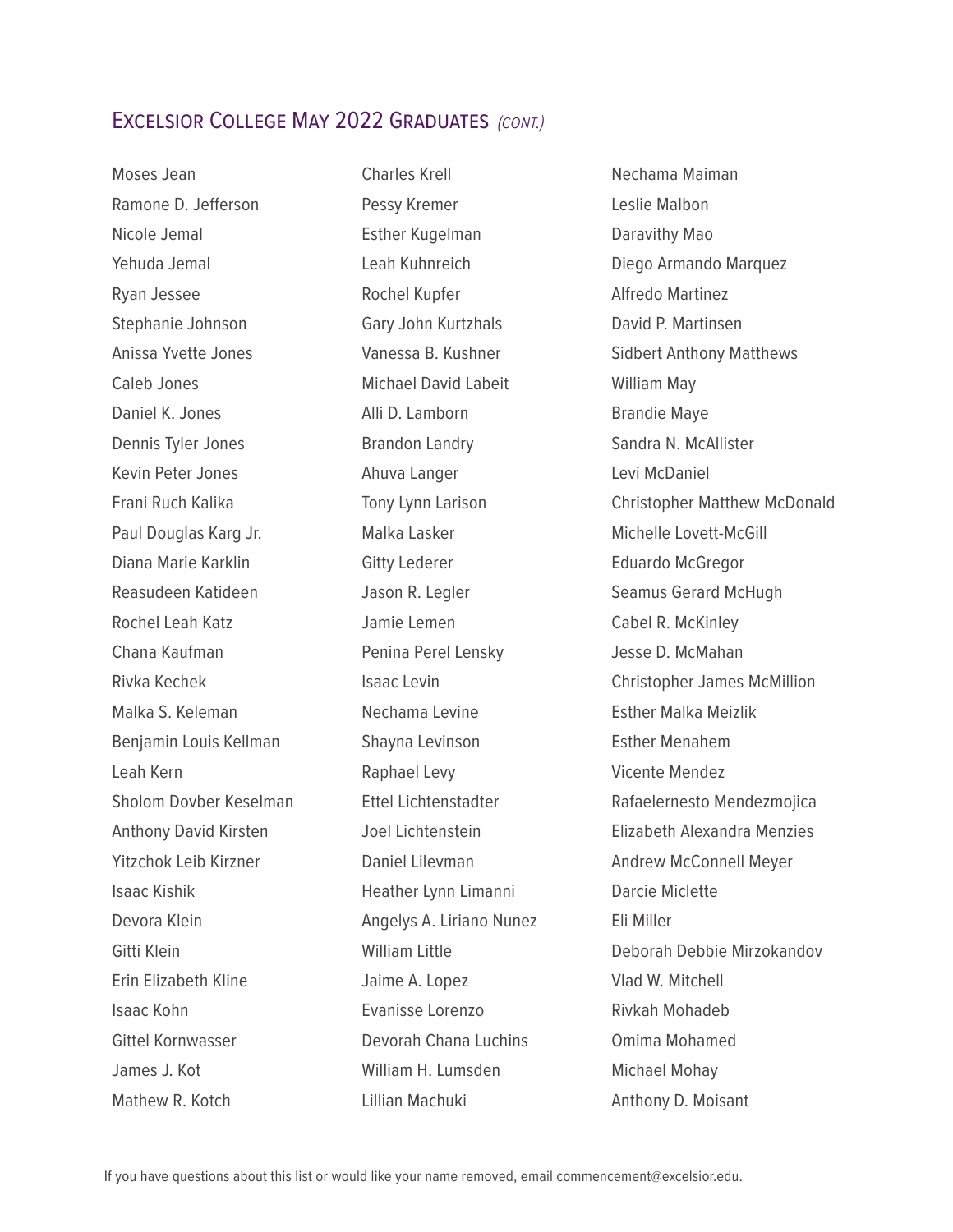## Excelsior College May 2022 Graduates *(cont.)*

Moses Jean
Ramone D. Jefferson
Nicole Jemal
Yehuda Jemal
Ryan Jessee
Stephanie Johnson
Anissa Yvette Jones
Caleb Jones
Daniel K. Jones
Dennis Tyler Jones
Kevin Peter Jones
Frani Ruch Kalika
Paul Douglas Karg Jr.
Diana Marie Karklin
Reasudeen Katideen
Rochel Leah Katz
Chana Kaufman
Rivka Kechek
Malka S. Keleman
Benjamin Louis Kellman
Leah Kern
Sholom Dovber Keselman
Anthony David Kirsten
Yitzchok Leib Kirzner
Isaac Kishik
Devora Klein
Gitti Klein
Erin Elizabeth Kline
Isaac Kohn
Gittel Kornwasser
James J. Kot
Mathew R. Kotch
Charles Krell
Pessy Kremer
Esther Kugelman
Leah Kuhnreich
Rochel Kupfer
Gary John Kurtzhals
Vanessa B. Kushner
Michael David Labeit
Alli D. Lamborn
Brandon Landry
Ahuva Langer
Tony Lynn Larison
Malka Lasker
Gitty Lederer
Jason R. Legler
Jamie Lemen
Penina Perel Lensky
Isaac Levin
Nechama Levine
Shayna Levinson
Raphael Levy
Ettel Lichtenstadter
Joel Lichtenstein
Daniel Lilevman
Heather Lynn Limanni
Angelys A. Liriano Nunez
William Little
Jaime A. Lopez
Evanisse Lorenzo
Devorah Chana Luchins
William H. Lumsden
Lillian Machuki
Nechama Maiman
Leslie Malbon
Daravithy Mao
Diego Armando Marquez
Alfredo Martinez
David P. Martinsen
Sidbert Anthony Matthews
William May
Brandie Maye
Sandra N. McAllister
Levi McDaniel
Christopher Matthew McDonald
Michelle Lovett-McGill
Eduardo McGregor
Seamus Gerard McHugh
Cabel R. McKinley
Jesse D. McMahan
Christopher James McMillion
Esther Malka Meizlik
Esther Menahem
Vicente Mendez
Rafaelernesto Mendezmojica
Elizabeth Alexandra Menzies
Andrew McConnell Meyer
Darcie Miclette
Eli Miller
Deborah Debbie Mirzokandov
Vlad W. Mitchell
Rivkah Mohadeb
Omima Mohamed
Michael Mohay
Anthony D. Moisant

If you have questions about this list or would like your name removed, email commencement@excelsior.edu.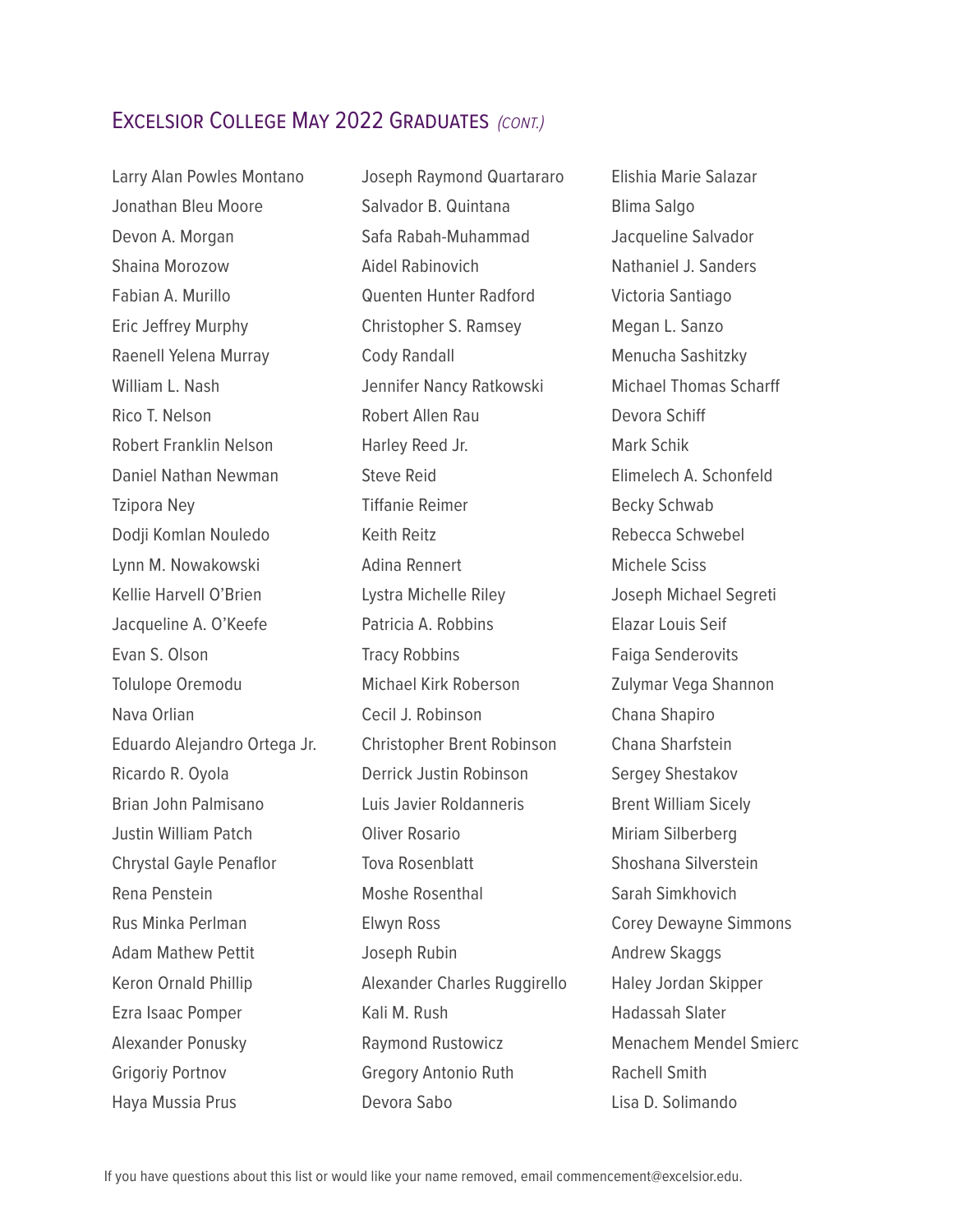## Excelsior College May 2022 Graduates *(cont.)*

Larry Alan Powles Montano
Jonathan Bleu Moore
Devon A. Morgan
Shaina Morozow
Fabian A. Murillo
Eric Jeffrey Murphy
Raenell Yelena Murray
William L. Nash
Rico T. Nelson
Robert Franklin Nelson
Daniel Nathan Newman
Tzipora Ney
Dodji Komlan Nouledo
Lynn M. Nowakowski
Kellie Harvell O'Brien
Jacqueline A. O'Keefe
Evan S. Olson
Tolulope Oremodu
Nava Orlian
Eduardo Alejandro Ortega Jr.
Ricardo R. Oyola
Brian John Palmisano
Justin William Patch
Chrystal Gayle Penaflor
Rena Penstein
Rus Minka Perlman
Adam Mathew Pettit
Keron Ornald Phillip
Ezra Isaac Pomper
Alexander Ponusky
Grigoriy Portnov
Haya Mussia Prus
Joseph Raymond Quartararo
Salvador B. Quintana
Safa Rabah-Muhammad
Aidel Rabinovich
Quenten Hunter Radford
Christopher S. Ramsey
Cody Randall
Jennifer Nancy Ratkowski
Robert Allen Rau
Harley Reed Jr.
Steve Reid
Tiffanie Reimer
Keith Reitz
Adina Rennert
Lystra Michelle Riley
Patricia A. Robbins
Tracy Robbins
Michael Kirk Roberson
Cecil J. Robinson
Christopher Brent Robinson
Derrick Justin Robinson
Luis Javier Roldanneris
Oliver Rosario
Tova Rosenblatt
Moshe Rosenthal
Elwyn Ross
Joseph Rubin
Alexander Charles Ruggirello
Kali M. Rush
Raymond Rustowicz
Gregory Antonio Ruth
Devora Sabo
Elishia Marie Salazar
Blima Salgo
Jacqueline Salvador
Nathaniel J. Sanders
Victoria Santiago
Megan L. Sanzo
Menucha Sashitzky
Michael Thomas Scharff
Devora Schiff
Mark Schik
Elimelech A. Schonfeld
Becky Schwab
Rebecca Schwebel
Michele Sciss
Joseph Michael Segreti
Elazar Louis Seif
Faiga Senderovits
Zulymar Vega Shannon
Chana Shapiro
Chana Sharfstein
Sergey Shestakov
Brent William Sicely
Miriam Silberberg
Shoshana Silverstein
Sarah Simkhovich
Corey Dewayne Simmons
Andrew Skaggs
Haley Jordan Skipper
Hadassah Slater
Menachem Mendel Smierc
Rachell Smith
Lisa D. Solimando

If you have questions about this list or would like your name removed, email commencement@excelsior.edu.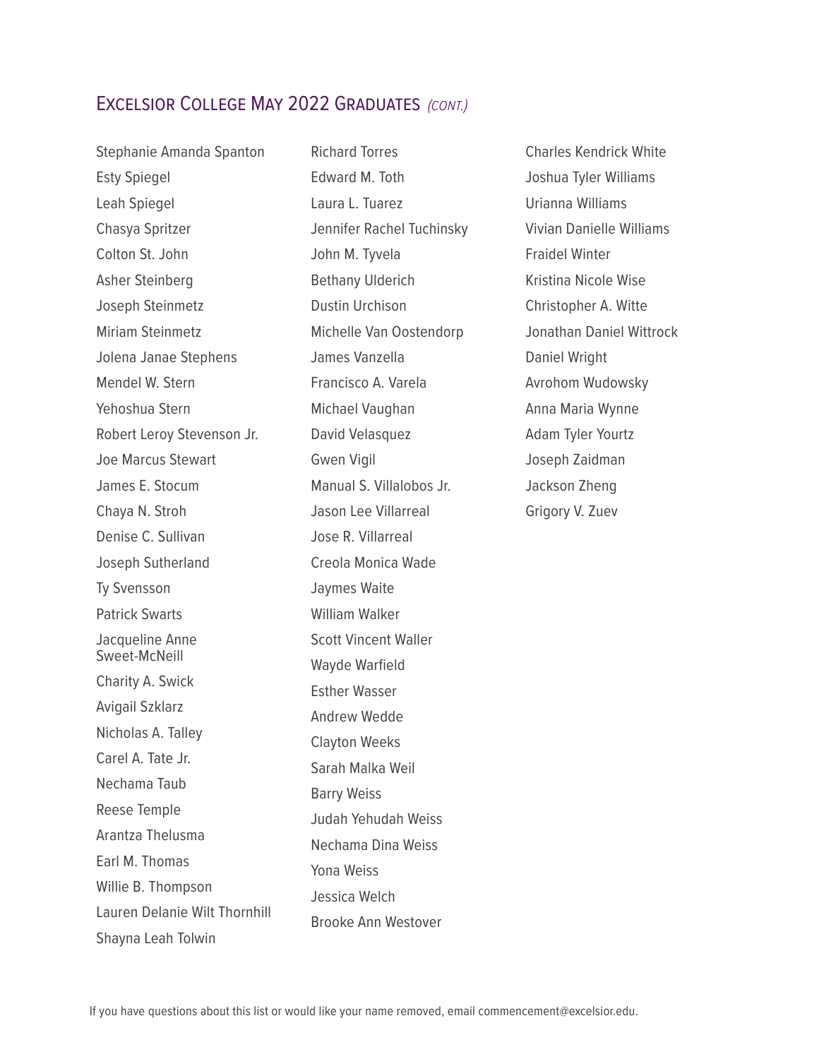## Excelsior College May 2022 Graduates *(cont.)*

Stephanie Amanda Spanton
Esty Spiegel
Leah Spiegel
Chasya Spritzer
Colton St. John
Asher Steinberg
Joseph Steinmetz
Miriam Steinmetz
Jolena Janae Stephens
Mendel W. Stern
Yehoshua Stern
Robert Leroy Stevenson Jr.
Joe Marcus Stewart
James E. Stocum
Chaya N. Stroh
Denise C. Sullivan
Joseph Sutherland
Ty Svensson
Patrick Swarts
Jacqueline Anne Sweet-McNeill
Charity A. Swick
Avigail Szklarz
Nicholas A. Talley
Carel A. Tate Jr.
Nechama Taub
Reese Temple
Arantza Thelusma
Earl M. Thomas
Willie B. Thompson
Lauren Delanie Wilt Thornhill
Shayna Leah Tolwin
Richard Torres
Edward M. Toth
Laura L. Tuarez
Jennifer Rachel Tuchinsky
John M. Tyvela
Bethany Ulderich
Dustin Urchison
Michelle Van Oostendorp
James Vanzella
Francisco A. Varela
Michael Vaughan
David Velasquez
Gwen Vigil
Manual S. Villalobos Jr.
Jason Lee Villarreal
Jose R. Villarreal
Creola Monica Wade
Jaymes Waite
William Walker
Scott Vincent Waller
Wayde Warfield
Esther Wasser
Andrew Wedde
Clayton Weeks
Sarah Malka Weil
Barry Weiss
Judah Yehudah Weiss
Nechama Dina Weiss
Yona Weiss
Jessica Welch
Brooke Ann Westover
Charles Kendrick White
Joshua Tyler Williams
Urianna Williams
Vivian Danielle Williams
Fraidel Winter
Kristina Nicole Wise
Christopher A. Witte
Jonathan Daniel Wittrock
Daniel Wright
Avrohom Wudowsky
Anna Maria Wynne
Adam Tyler Yourtz
Joseph Zaidman
Jackson Zheng
Grigory V. Zuev

If you have questions about this list or would like your name removed, email commencement@excelsior.edu.